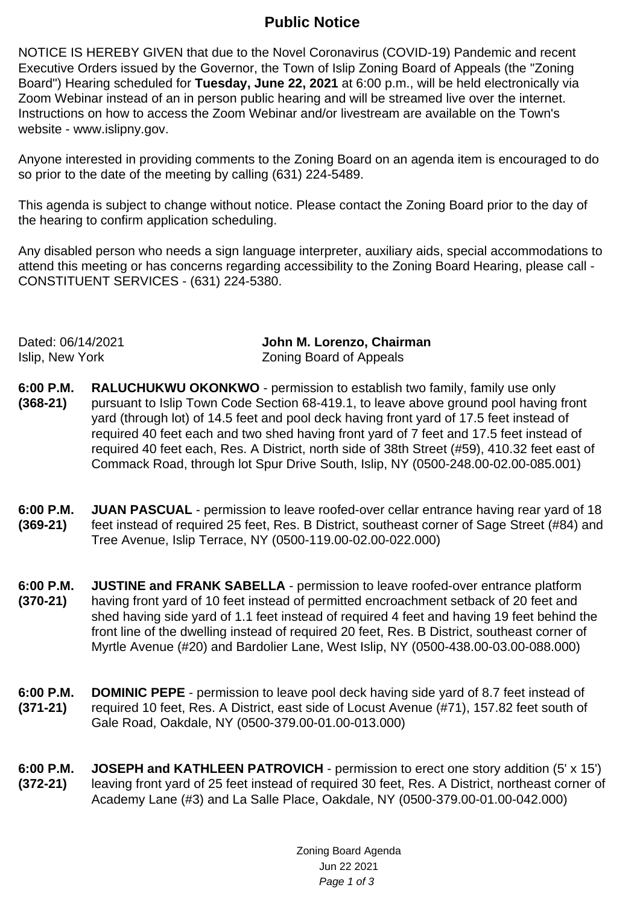# Public Notice

NOTICE IS HEREBY GIVEN that due to the Novel Coronavirus (COVID-19) Pandemic and recent Executive Orders issued by the Governor, the Town of Islip Zoning Board of Appeals (the "Zoning Board") Hearing scheduled for **Tuesday, June 22, 2021** at 6:00 p.m., will be held electronically via Zoom Webinar instead of an in person public hearing and will be streamed live over the internet. Instructions on how to access the Zoom Webinar and/or livestream are available on the Town's website - www.islipny.gov.

Anyone interested in providing comments to the Zoning Board on an agenda item is encouraged to do so prior to the date of the meeting by calling (631) 224-5489.

This agenda is subject to change without notice. Please contact the Zoning Board prior to the day of the hearing to confirm application scheduling.

Any disabled person who needs a sign language interpreter, auxiliary aids, special accommodations to attend this meeting or has concerns regarding accessibility to the Zoning Board Hearing, please call - CONSTITUENT SERVICES - (631) 224-5380.

Dated: 06/14/2021
Islip, New York

**John M. Lorenzo, Chairman**
Zoning Board of Appeals

**6:00 P.M. (368-21)** **RALUCHUKWU OKONKWO** - permission to establish two family, family use only pursuant to Islip Town Code Section 68-419.1, to leave above ground pool having front yard (through lot) of 14.5 feet and pool deck having front yard of 17.5 feet instead of required 40 feet each and two shed having front yard of 7 feet and 17.5 feet instead of required 40 feet each, Res. A District, north side of 38th Street (#59), 410.32 feet east of Commack Road, through lot Spur Drive South, Islip, NY (0500-248.00-02.00-085.001)

**6:00 P.M. (369-21)** **JUAN PASCUAL** - permission to leave roofed-over cellar entrance having rear yard of 18 feet instead of required 25 feet, Res. B District, southeast corner of Sage Street (#84) and Tree Avenue, Islip Terrace, NY (0500-119.00-02.00-022.000)

**6:00 P.M. (370-21)** **JUSTINE and FRANK SABELLA** - permission to leave roofed-over entrance platform having front yard of 10 feet instead of permitted encroachment setback of 20 feet and shed having side yard of 1.1 feet instead of required 4 feet and having 19 feet behind the front line of the dwelling instead of required 20 feet, Res. B District, southeast corner of Myrtle Avenue (#20) and Bardolier Lane, West Islip, NY (0500-438.00-03.00-088.000)

**6:00 P.M. (371-21)** **DOMINIC PEPE** - permission to leave pool deck having side yard of 8.7 feet instead of required 10 feet, Res. A District, east side of Locust Avenue (#71), 157.82 feet south of Gale Road, Oakdale, NY (0500-379.00-01.00-013.000)

**6:00 P.M. (372-21)** **JOSEPH and KATHLEEN PATROVICH** - permission to erect one story addition (5' x 15') leaving front yard of 25 feet instead of required 30 feet, Res. A District, northeast corner of Academy Lane (#3) and La Salle Place, Oakdale, NY (0500-379.00-01.00-042.000)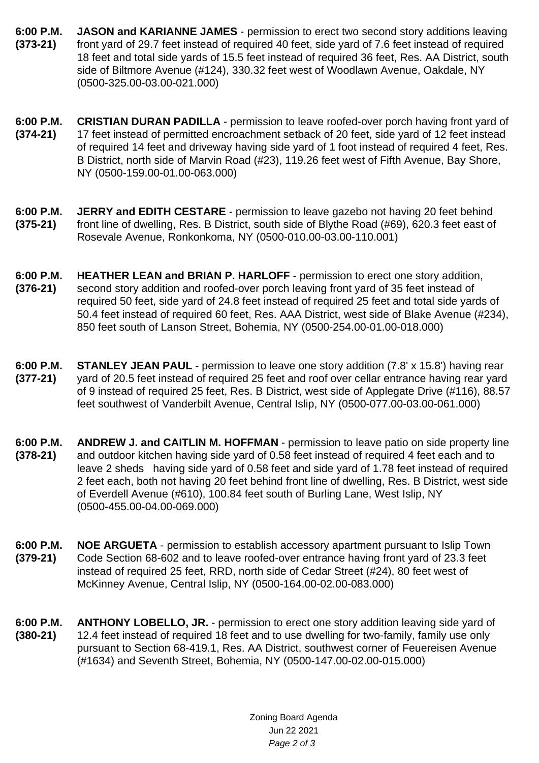**6:00 P.M. (373-21)** **JASON and KARIANNE JAMES** - permission to erect two second story additions leaving front yard of 29.7 feet instead of required 40 feet, side yard of 7.6 feet instead of required 18 feet and total side yards of 15.5 feet instead of required 36 feet, Res. AA District, south side of Biltmore Avenue (#124), 330.32 feet west of Woodlawn Avenue, Oakdale, NY (0500-325.00-03.00-021.000)

**6:00 P.M. (374-21)** **CRISTIAN DURAN PADILLA** - permission to leave roofed-over porch having front yard of 17 feet instead of permitted encroachment setback of 20 feet, side yard of 12 feet instead of required 14 feet and driveway having side yard of 1 foot instead of required 4 feet, Res. B District, north side of Marvin Road (#23), 119.26 feet west of Fifth Avenue, Bay Shore, NY (0500-159.00-01.00-063.000)

**6:00 P.M. (375-21)** **JERRY and EDITH CESTARE** - permission to leave gazebo not having 20 feet behind front line of dwelling, Res. B District, south side of Blythe Road (#69), 620.3 feet east of Rosevale Avenue, Ronkonkoma, NY (0500-010.00-03.00-110.001)

**6:00 P.M. (376-21)** **HEATHER LEAN and BRIAN P. HARLOFF** - permission to erect one story addition, second story addition and roofed-over porch leaving front yard of 35 feet instead of required 50 feet, side yard of 24.8 feet instead of required 25 feet and total side yards of 50.4 feet instead of required 60 feet, Res. AAA District, west side of Blake Avenue (#234), 850 feet south of Lanson Street, Bohemia, NY (0500-254.00-01.00-018.000)

**6:00 P.M. (377-21)** **STANLEY JEAN PAUL** - permission to leave one story addition (7.8' x 15.8') having rear yard of 20.5 feet instead of required 25 feet and roof over cellar entrance having rear yard of 9 instead of required 25 feet, Res. B District, west side of Applegate Drive (#116), 88.57 feet southwest of Vanderbilt Avenue, Central Islip, NY (0500-077.00-03.00-061.000)

**6:00 P.M. (378-21)** **ANDREW J. and CAITLIN M. HOFFMAN** - permission to leave patio on side property line and outdoor kitchen having side yard of 0.58 feet instead of required 4 feet each and to leave 2 sheds having side yard of 0.58 feet and side yard of 1.78 feet instead of required 2 feet each, both not having 20 feet behind front line of dwelling, Res. B District, west side of Everdell Avenue (#610), 100.84 feet south of Burling Lane, West Islip, NY (0500-455.00-04.00-069.000)

**6:00 P.M. (379-21)** **NOE ARGUETA** - permission to establish accessory apartment pursuant to Islip Town Code Section 68-602 and to leave roofed-over entrance having front yard of 23.3 feet instead of required 25 feet, RRD, north side of Cedar Street (#24), 80 feet west of McKinney Avenue, Central Islip, NY (0500-164.00-02.00-083.000)

**6:00 P.M. (380-21)** **ANTHONY LOBELLO, JR.** - permission to erect one story addition leaving side yard of 12.4 feet instead of required 18 feet and to use dwelling for two-family, family use only pursuant to Section 68-419.1, Res. AA District, southwest corner of Feuereisen Avenue (#1634) and Seventh Street, Bohemia, NY (0500-147.00-02.00-015.000)

Zoning Board Agenda
Jun 22 2021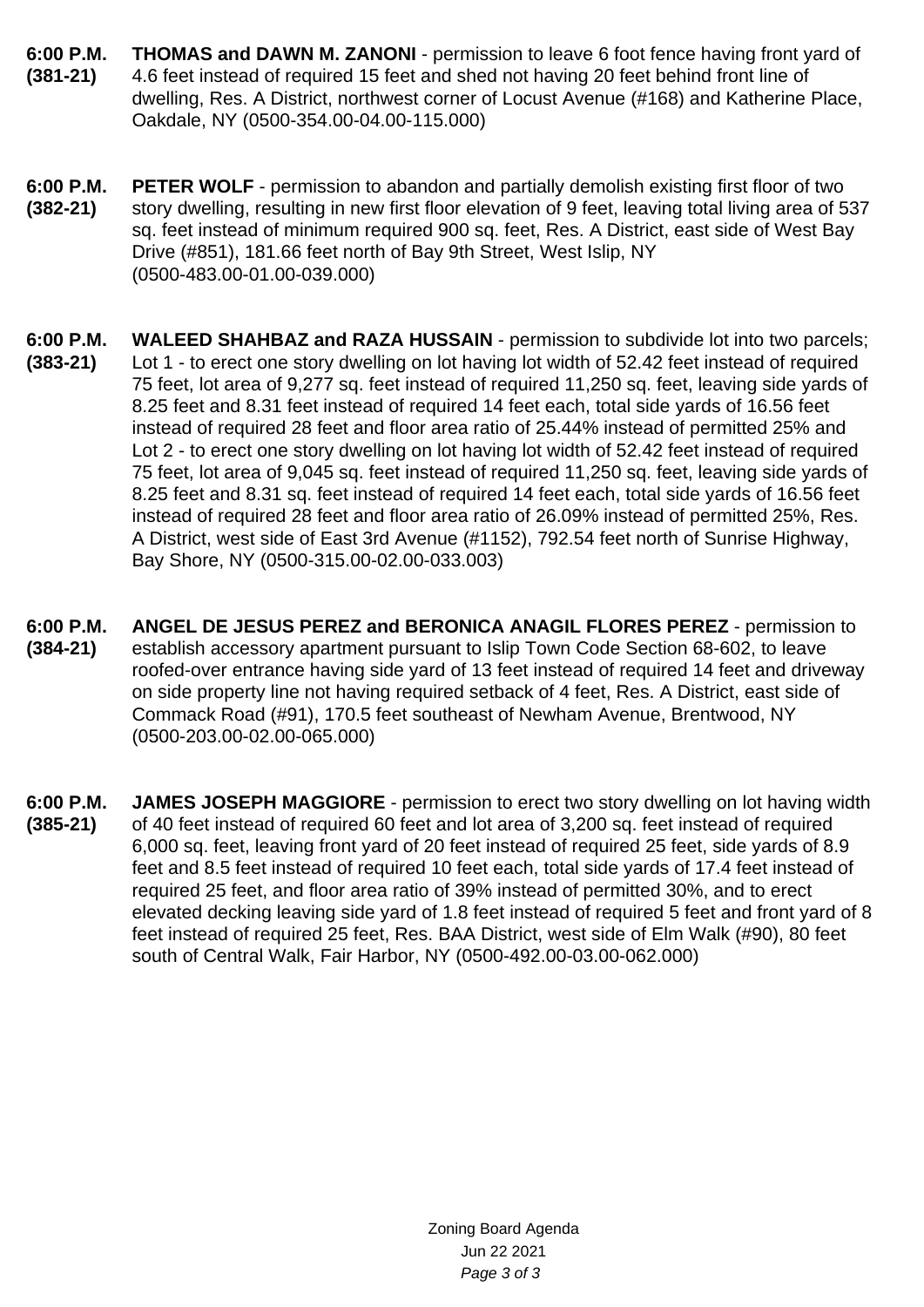**6:00 P.M. (381-21)** **THOMAS and DAWN M. ZANONI** - permission to leave 6 foot fence having front yard of 4.6 feet instead of required 15 feet and shed not having 20 feet behind front line of dwelling, Res. A District, northwest corner of Locust Avenue (#168) and Katherine Place, Oakdale, NY (0500-354.00-04.00-115.000)

**6:00 P.M. (382-21)** **PETER WOLF** - permission to abandon and partially demolish existing first floor of two story dwelling, resulting in new first floor elevation of 9 feet, leaving total living area of 537 sq. feet instead of minimum required 900 sq. feet, Res. A District, east side of West Bay Drive (#851), 181.66 feet north of Bay 9th Street, West Islip, NY (0500-483.00-01.00-039.000)

**6:00 P.M. (383-21)** **WALEED SHAHBAZ and RAZA HUSSAIN** - permission to subdivide lot into two parcels; Lot 1 - to erect one story dwelling on lot having lot width of 52.42 feet instead of required 75 feet, lot area of 9,277 sq. feet instead of required 11,250 sq. feet, leaving side yards of 8.25 feet and 8.31 feet instead of required 14 feet each, total side yards of 16.56 feet instead of required 28 feet and floor area ratio of 25.44% instead of permitted 25% and Lot 2 - to erect one story dwelling on lot having lot width of 52.42 feet instead of required 75 feet, lot area of 9,045 sq. feet instead of required 11,250 sq. feet, leaving side yards of 8.25 feet and 8.31 sq. feet instead of required 14 feet each, total side yards of 16.56 feet instead of required 28 feet and floor area ratio of 26.09% instead of permitted 25%, Res. A District, west side of East 3rd Avenue (#1152), 792.54 feet north of Sunrise Highway, Bay Shore, NY (0500-315.00-02.00-033.003)

**6:00 P.M. (384-21)** **ANGEL DE JESUS PEREZ and BERONICA ANAGIL FLORES PEREZ** - permission to establish accessory apartment pursuant to Islip Town Code Section 68-602, to leave roofed-over entrance having side yard of 13 feet instead of required 14 feet and driveway on side property line not having required setback of 4 feet, Res. A District, east side of Commack Road (#91), 170.5 feet southeast of Newham Avenue, Brentwood, NY (0500-203.00-02.00-065.000)

**6:00 P.M. (385-21)** **JAMES JOSEPH MAGGIORE** - permission to erect two story dwelling on lot having width of 40 feet instead of required 60 feet and lot area of 3,200 sq. feet instead of required 6,000 sq. feet, leaving front yard of 20 feet instead of required 25 feet, side yards of 8.9 feet and 8.5 feet instead of required 10 feet each, total side yards of 17.4 feet instead of required 25 feet, and floor area ratio of 39% instead of permitted 30%, and to erect elevated decking leaving side yard of 1.8 feet instead of required 5 feet and front yard of 8 feet instead of required 25 feet, Res. BAA District, west side of Elm Walk (#90), 80 feet south of Central Walk, Fair Harbor, NY (0500-492.00-03.00-062.000)